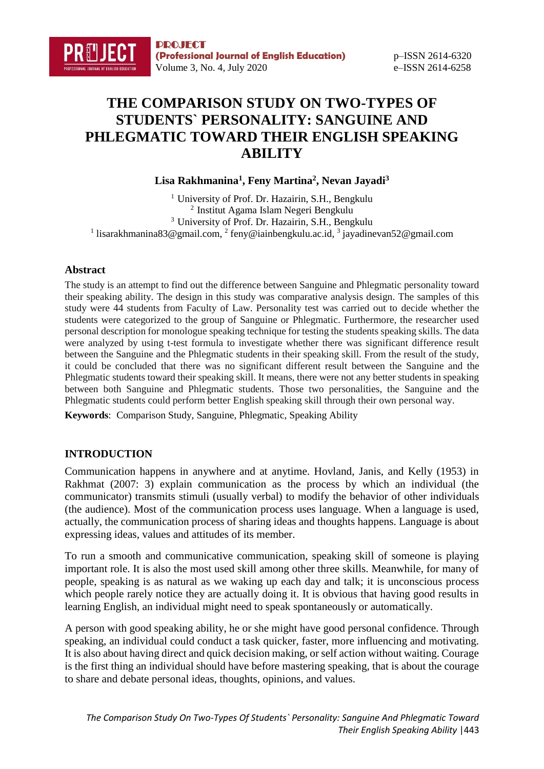# THE COMPARISON STUDY ON TWO-TYPES OF STUDENTS` PERSONALITY: SANGUINE AND PHLEGMATIC TOWARD THEIR ENGLISH SPEAKING ABILITY

**Lisa Rakhmanina[1], Feny Martina[2], Nevan Jayadi[3]**

[1] University of Prof. Dr. Hazairin, S.H., Bengkulu
[2] Institut Agama Islam Negeri Bengkulu
[3] University of Prof. Dr. Hazairin, S.H., Bengkulu
[1] lisarakhmanina83@gmail.com, [2] feny@iainbengkulu.ac.id, [3] jayadinevan52@gmail.com

## Abstract

The study is an attempt to find out the difference between Sanguine and Phlegmatic personality toward their speaking ability. The design in this study was comparative analysis design. The samples of this study were 44 students from Faculty of Law. Personality test was carried out to decide whether the students were categorized to the group of Sanguine or Phlegmatic. Furthermore, the researcher used personal description for monologue speaking technique for testing the students speaking skills. The data were analyzed by using t-test formula to investigate whether there was significant difference result between the Sanguine and the Phlegmatic students in their speaking skill. From the result of the study, it could be concluded that there was no significant different result between the Sanguine and the Phlegmatic students toward their speaking skill. It means, there were not any better students in speaking between both Sanguine and Phlegmatic students. Those two personalities, the Sanguine and the Phlegmatic students could perform better English speaking skill through their own personal way.

**Keywords**: Comparison Study, Sanguine, Phlegmatic, Speaking Ability

## INTRODUCTION

Communication happens in anywhere and at anytime. Hovland, Janis, and Kelly (1953) in Rakhmat (2007: 3) explain communication as the process by which an individual (the communicator) transmits stimuli (usually verbal) to modify the behavior of other individuals (the audience). Most of the communication process uses language. When a language is used, actually, the communication process of sharing ideas and thoughts happens. Language is about expressing ideas, values and attitudes of its member.

To run a smooth and communicative communication, speaking skill of someone is playing important role. It is also the most used skill among other three skills. Meanwhile, for many of people, speaking is as natural as we waking up each day and talk; it is unconscious process which people rarely notice they are actually doing it. It is obvious that having good results in learning English, an individual might need to speak spontaneously or automatically.

A person with good speaking ability, he or she might have good personal confidence. Through speaking, an individual could conduct a task quicker, faster, more influencing and motivating. It is also about having direct and quick decision making, or self action without waiting. Courage is the first thing an individual should have before mastering speaking, that is about the courage to share and debate personal ideas, thoughts, opinions, and values.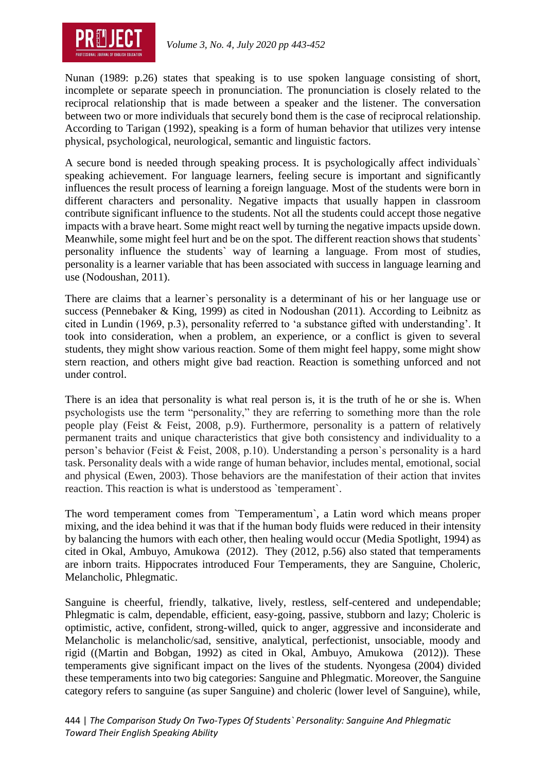Nunan (1989: p.26) states that speaking is to use spoken language consisting of short, incomplete or separate speech in pronunciation. The pronunciation is closely related to the reciprocal relationship that is made between a speaker and the listener. The conversation between two or more individuals that securely bond them is the case of reciprocal relationship. According to Tarigan (1992), speaking is a form of human behavior that utilizes very intense physical, psychological, neurological, semantic and linguistic factors.

A secure bond is needed through speaking process. It is psychologically affect individuals` speaking achievement. For language learners, feeling secure is important and significantly influences the result process of learning a foreign language. Most of the students were born in different characters and personality. Negative impacts that usually happen in classroom contribute significant influence to the students. Not all the students could accept those negative impacts with a brave heart. Some might react well by turning the negative impacts upside down. Meanwhile, some might feel hurt and be on the spot. The different reaction shows that students` personality influence the students` way of learning a language. From most of studies, personality is a learner variable that has been associated with success in language learning and use (Nodoushan, 2011).

There are claims that a learner`s personality is a determinant of his or her language use or success (Pennebaker & King, 1999) as cited in Nodoushan (2011). According to Leibnitz as cited in Lundin (1969, p.3), personality referred to 'a substance gifted with understanding'. It took into consideration, when a problem, an experience, or a conflict is given to several students, they might show various reaction. Some of them might feel happy, some might show stern reaction, and others might give bad reaction. Reaction is something unforced and not under control.

There is an idea that personality is what real person is, it is the truth of he or she is. When psychologists use the term "personality," they are referring to something more than the role people play (Feist & Feist, 2008, p.9). Furthermore, personality is a pattern of relatively permanent traits and unique characteristics that give both consistency and individuality to a person's behavior (Feist & Feist, 2008, p.10). Understanding a person`s personality is a hard task. Personality deals with a wide range of human behavior, includes mental, emotional, social and physical (Ewen, 2003). Those behaviors are the manifestation of their action that invites reaction. This reaction is what is understood as `temperament`.

The word temperament comes from `Temperamentum`, a Latin word which means proper mixing, and the idea behind it was that if the human body fluids were reduced in their intensity by balancing the humors with each other, then healing would occur (Media Spotlight, 1994) as cited in Okal, Ambuyo, Amukowa (2012). They (2012, p.56) also stated that temperaments are inborn traits. Hippocrates introduced Four Temperaments, they are Sanguine, Choleric, Melancholic, Phlegmatic.

Sanguine is cheerful, friendly, talkative, lively, restless, self-centered and undependable; Phlegmatic is calm, dependable, efficient, easy-going, passive, stubborn and lazy; Choleric is optimistic, active, confident, strong-willed, quick to anger, aggressive and inconsiderate and Melancholic is melancholic/sad, sensitive, analytical, perfectionist, unsociable, moody and rigid ((Martin and Bobgan, 1992) as cited in Okal, Ambuyo, Amukowa (2012)). These temperaments give significant impact on the lives of the students. Nyongesa (2004) divided these temperaments into two big categories: Sanguine and Phlegmatic. Moreover, the Sanguine category refers to sanguine (as super Sanguine) and choleric (lower level of Sanguine), while,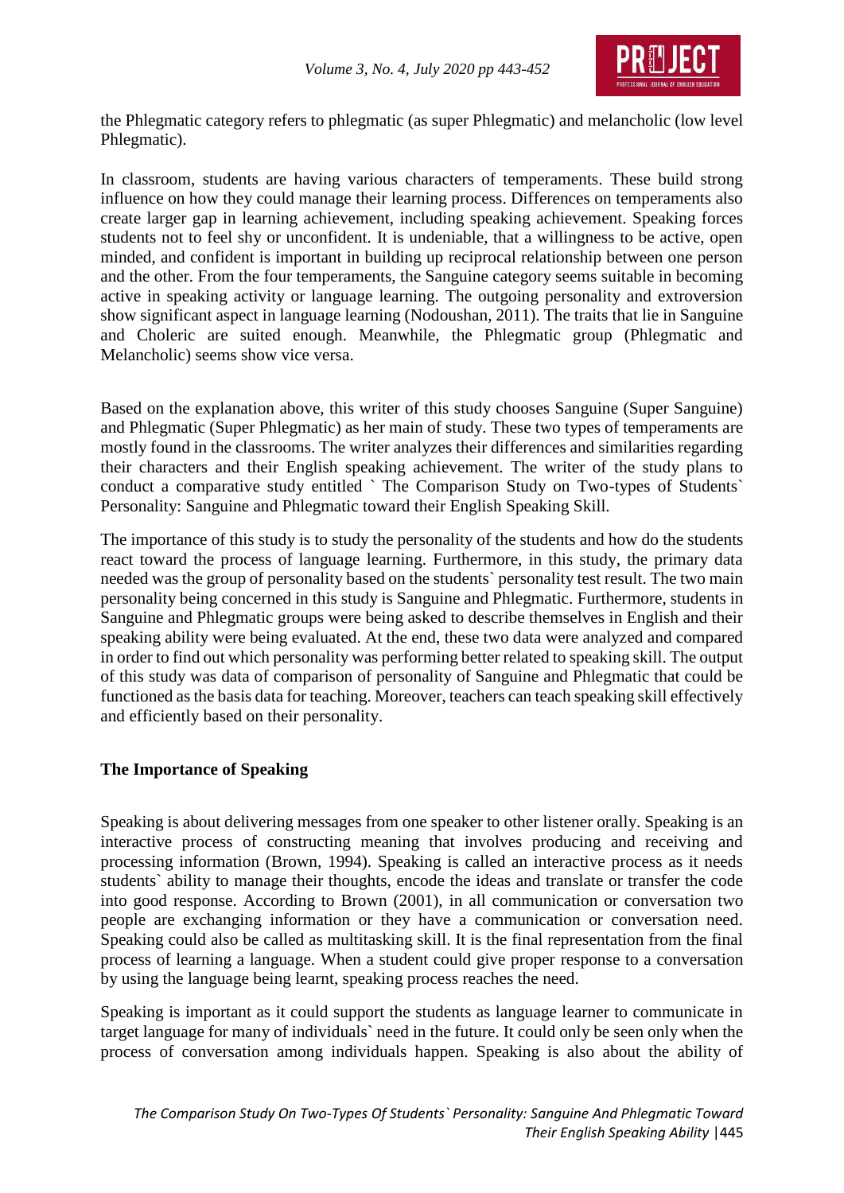the Phlegmatic category refers to phlegmatic (as super Phlegmatic) and melancholic (low level Phlegmatic).

In classroom, students are having various characters of temperaments. These build strong influence on how they could manage their learning process. Differences on temperaments also create larger gap in learning achievement, including speaking achievement. Speaking forces students not to feel shy or unconfident. It is undeniable, that a willingness to be active, open minded, and confident is important in building up reciprocal relationship between one person and the other. From the four temperaments, the Sanguine category seems suitable in becoming active in speaking activity or language learning. The outgoing personality and extroversion show significant aspect in language learning (Nodoushan, 2011). The traits that lie in Sanguine and Choleric are suited enough. Meanwhile, the Phlegmatic group (Phlegmatic and Melancholic) seems show vice versa.

Based on the explanation above, this writer of this study chooses Sanguine (Super Sanguine) and Phlegmatic (Super Phlegmatic) as her main of study. These two types of temperaments are mostly found in the classrooms. The writer analyzes their differences and similarities regarding their characters and their English speaking achievement. The writer of the study plans to conduct a comparative study entitled ` The Comparison Study on Two-types of Students` Personality: Sanguine and Phlegmatic toward their English Speaking Skill.

The importance of this study is to study the personality of the students and how do the students react toward the process of language learning. Furthermore, in this study, the primary data needed was the group of personality based on the students` personality test result. The two main personality being concerned in this study is Sanguine and Phlegmatic. Furthermore, students in Sanguine and Phlegmatic groups were being asked to describe themselves in English and their speaking ability were being evaluated. At the end, these two data were analyzed and compared in order to find out which personality was performing better related to speaking skill. The output of this study was data of comparison of personality of Sanguine and Phlegmatic that could be functioned as the basis data for teaching. Moreover, teachers can teach speaking skill effectively and efficiently based on their personality.

## The Importance of Speaking

Speaking is about delivering messages from one speaker to other listener orally. Speaking is an interactive process of constructing meaning that involves producing and receiving and processing information (Brown, 1994). Speaking is called an interactive process as it needs students` ability to manage their thoughts, encode the ideas and translate or transfer the code into good response. According to Brown (2001), in all communication or conversation two people are exchanging information or they have a communication or conversation need. Speaking could also be called as multitasking skill. It is the final representation from the final process of learning a language. When a student could give proper response to a conversation by using the language being learnt, speaking process reaches the need.

Speaking is important as it could support the students as language learner to communicate in target language for many of individuals` need in the future. It could only be seen only when the process of conversation among individuals happen. Speaking is also about the ability of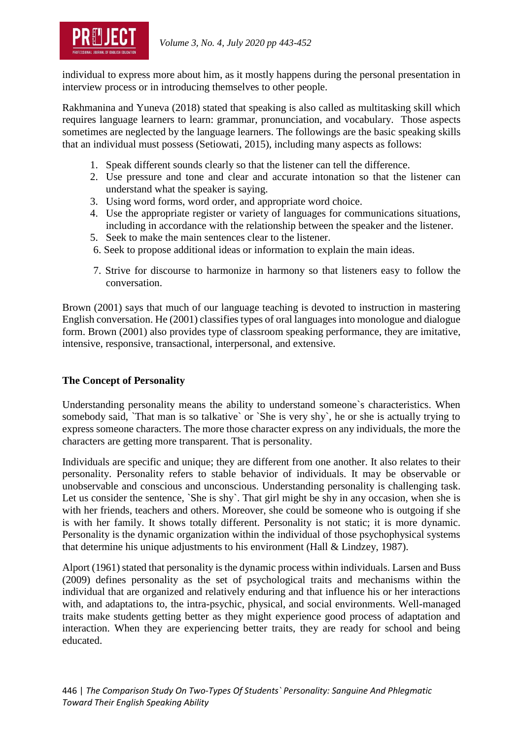individual to express more about him, as it mostly happens during the personal presentation in interview process or in introducing themselves to other people.

Rakhmanina and Yuneva (2018) stated that speaking is also called as multitasking skill which requires language learners to learn: grammar, pronunciation, and vocabulary. Those aspects sometimes are neglected by the language learners. The followings are the basic speaking skills that an individual must possess (Setiowati, 2015), including many aspects as follows:

1. Speak different sounds clearly so that the listener can tell the difference.
2. Use pressure and tone and clear and accurate intonation so that the listener can understand what the speaker is saying.
3. Using word forms, word order, and appropriate word choice.
4. Use the appropriate register or variety of languages for communications situations, including in accordance with the relationship between the speaker and the listener.
5. Seek to make the main sentences clear to the listener.
6. Seek to propose additional ideas or information to explain the main ideas.
7. Strive for discourse to harmonize in harmony so that listeners easy to follow the conversation.

Brown (2001) says that much of our language teaching is devoted to instruction in mastering English conversation. He (2001) classifies types of oral languages into monologue and dialogue form. Brown (2001) also provides type of classroom speaking performance, they are imitative, intensive, responsive, transactional, interpersonal, and extensive.

**The Concept of Personality**

Understanding personality means the ability to understand someone`s characteristics. When somebody said, `That man is so talkative` or `She is very shy`, he or she is actually trying to express someone characters. The more those character express on any individuals, the more the characters are getting more transparent. That is personality.

Individuals are specific and unique; they are different from one another. It also relates to their personality. Personality refers to stable behavior of individuals. It may be observable or unobservable and conscious and unconscious. Understanding personality is challenging task. Let us consider the sentence, `She is shy`. That girl might be shy in any occasion, when she is with her friends, teachers and others. Moreover, she could be someone who is outgoing if she is with her family. It shows totally different. Personality is not static; it is more dynamic. Personality is the dynamic organization within the individual of those psychophysical systems that determine his unique adjustments to his environment (Hall & Lindzey, 1987).

Alport (1961) stated that personality is the dynamic process within individuals. Larsen and Buss (2009) defines personality as the set of psychological traits and mechanisms within the individual that are organized and relatively enduring and that influence his or her interactions with, and adaptations to, the intra-psychic, physical, and social environments. Well-managed traits make students getting better as they might experience good process of adaptation and interaction. When they are experiencing better traits, they are ready for school and being educated.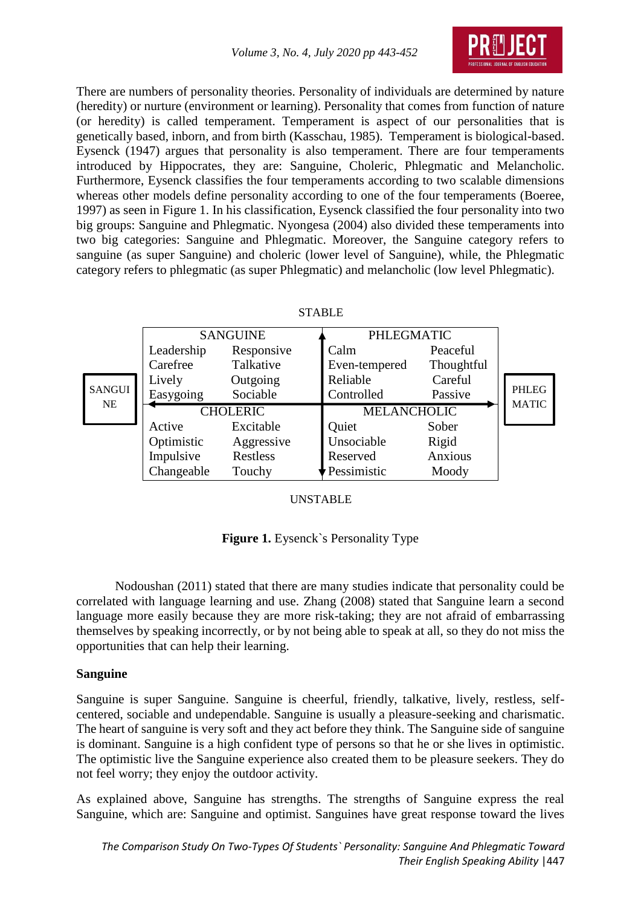There are numbers of personality theories. Personality of individuals are determined by nature (heredity) or nurture (environment or learning). Personality that comes from function of nature (or heredity) is called temperament. Temperament is aspect of our personalities that is genetically based, inborn, and from birth (Kasschau, 1985). Temperament is biological-based. Eysenck (1947) argues that personality is also temperament. There are four temperaments introduced by Hippocrates, they are: Sanguine, Choleric, Phlegmatic and Melancholic. Furthermore, Eysenck classifies the four temperaments according to two scalable dimensions whereas other models define personality according to one of the four temperaments (Boeree, 1997) as seen in Figure 1. In his classification, Eysenck classified the four personality into two big groups: Sanguine and Phlegmatic. Nyongesa (2004) also divided these temperaments into two big categories: Sanguine and Phlegmatic. Moreover, the Sanguine category refers to sanguine (as super Sanguine) and choleric (lower level of Sanguine), while, the Phlegmatic category refers to phlegmatic (as super Phlegmatic) and melancholic (low level Phlegmatic).

STABLE

| SANGUINE | | PHLEGMATIC | |
|---|---|---|---|
| Leadership | Responsive | Calm | Peaceful |
| Carefree | Talkative | Even-tempered | Thoughtful |
| Lively | Outgoing | Reliable | Careful |
| Easygoing | Sociable | Controlled | Passive |
| **CHOLERIC** | | **MELANCHOLIC** | |
| Active | Excitable | Quiet | Sober |
| Optimistic | Aggressive | Unsociable | Rigid |
| Impulsive | Restless | Reserved | Anxious |
| Changeable | Touchy | Pessimistic | Moody |

SANGUINE (left) — PHLEGMATIC (right)

UNSTABLE

**Figure 1.** Eysenck`s Personality Type

Nodoushan (2011) stated that there are many studies indicate that personality could be correlated with language learning and use. Zhang (2008) stated that Sanguine learn a second language more easily because they are more risk-taking; they are not afraid of embarrassing themselves by speaking incorrectly, or by not being able to speak at all, so they do not miss the opportunities that can help their learning.

**Sanguine**

Sanguine is super Sanguine. Sanguine is cheerful, friendly, talkative, lively, restless, self-centered, sociable and undependable. Sanguine is usually a pleasure-seeking and charismatic. The heart of sanguine is very soft and they act before they think. The Sanguine side of sanguine is dominant. Sanguine is a high confident type of persons so that he or she lives in optimistic. The optimistic live the Sanguine experience also created them to be pleasure seekers. They do not feel worry; they enjoy the outdoor activity.

As explained above, Sanguine has strengths. The strengths of Sanguine express the real Sanguine, which are: Sanguine and optimist. Sanguines have great response toward the lives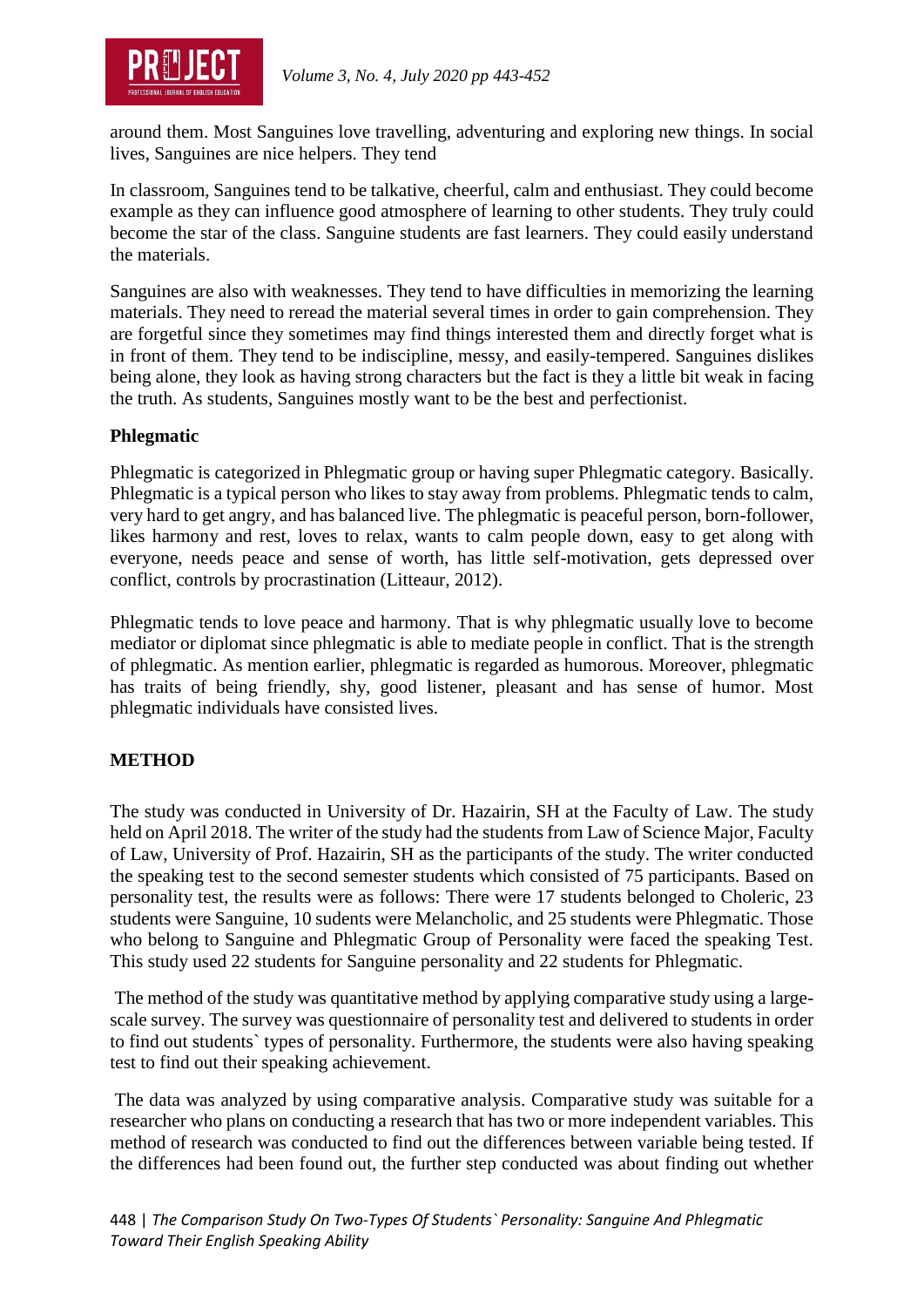around them. Most Sanguines love travelling, adventuring and exploring new things. In social lives, Sanguines are nice helpers. They tend

In classroom, Sanguines tend to be talkative, cheerful, calm and enthusiast. They could become example as they can influence good atmosphere of learning to other students. They truly could become the star of the class. Sanguine students are fast learners. They could easily understand the materials.

Sanguines are also with weaknesses. They tend to have difficulties in memorizing the learning materials. They need to reread the material several times in order to gain comprehension. They are forgetful since they sometimes may find things interested them and directly forget what is in front of them. They tend to be indiscipline, messy, and easily-tempered. Sanguines dislikes being alone, they look as having strong characters but the fact is they a little bit weak in facing the truth. As students, Sanguines mostly want to be the best and perfectionist.

### Phlegmatic

Phlegmatic is categorized in Phlegmatic group or having super Phlegmatic category. Basically. Phlegmatic is a typical person who likes to stay away from problems. Phlegmatic tends to calm, very hard to get angry, and has balanced live. The phlegmatic is peaceful person, born-follower, likes harmony and rest, loves to relax, wants to calm people down, easy to get along with everyone, needs peace and sense of worth, has little self-motivation, gets depressed over conflict, controls by procrastination (Litteaur, 2012).

Phlegmatic tends to love peace and harmony. That is why phlegmatic usually love to become mediator or diplomat since phlegmatic is able to mediate people in conflict. That is the strength of phlegmatic. As mention earlier, phlegmatic is regarded as humorous. Moreover, phlegmatic has traits of being friendly, shy, good listener, pleasant and has sense of humor. Most phlegmatic individuals have consisted lives.

## METHOD

The study was conducted in University of Dr. Hazairin, SH at the Faculty of Law. The study held on April 2018. The writer of the study had the students from Law of Science Major, Faculty of Law, University of Prof. Hazairin, SH as the participants of the study. The writer conducted the speaking test to the second semester students which consisted of 75 participants. Based on personality test, the results were as follows: There were 17 students belonged to Choleric, 23 students were Sanguine, 10 sudents were Melancholic, and 25 students were Phlegmatic. Those who belong to Sanguine and Phlegmatic Group of Personality were faced the speaking Test. This study used 22 students for Sanguine personality and 22 students for Phlegmatic.

The method of the study was quantitative method by applying comparative study using a large-scale survey. The survey was questionnaire of personality test and delivered to students in order to find out students` types of personality. Furthermore, the students were also having speaking test to find out their speaking achievement.

The data was analyzed by using comparative analysis. Comparative study was suitable for a researcher who plans on conducting a research that has two or more independent variables. This method of research was conducted to find out the differences between variable being tested. If the differences had been found out, the further step conducted was about finding out whether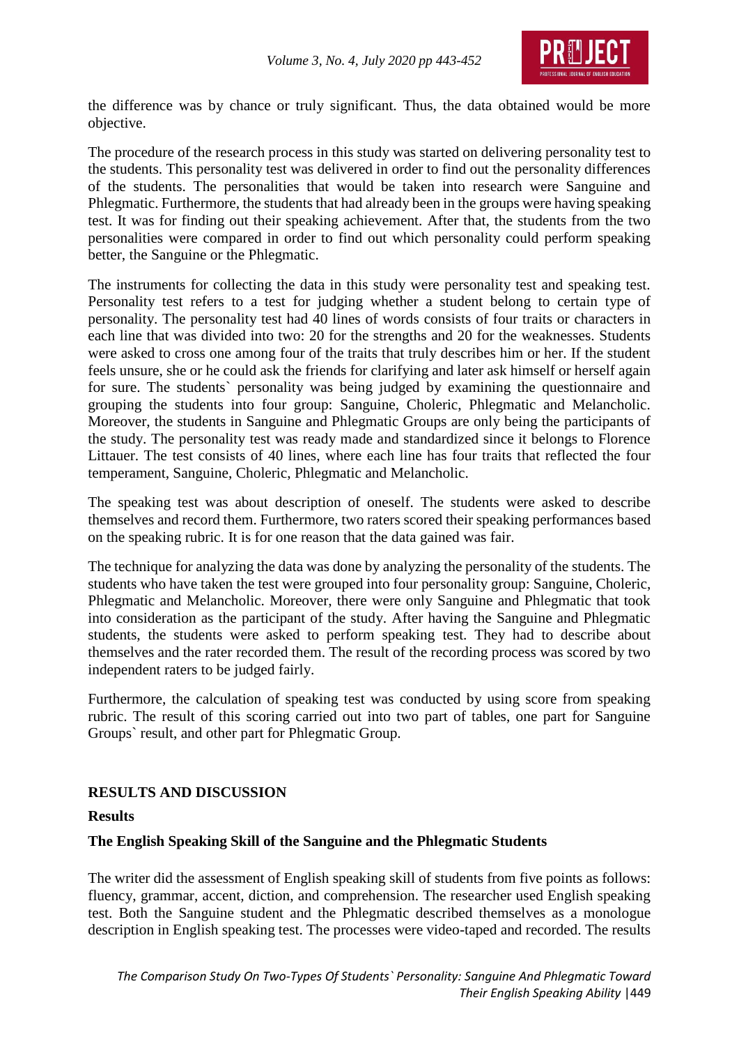the difference was by chance or truly significant. Thus, the data obtained would be more objective.

The procedure of the research process in this study was started on delivering personality test to the students. This personality test was delivered in order to find out the personality differences of the students. The personalities that would be taken into research were Sanguine and Phlegmatic. Furthermore, the students that had already been in the groups were having speaking test. It was for finding out their speaking achievement. After that, the students from the two personalities were compared in order to find out which personality could perform speaking better, the Sanguine or the Phlegmatic.

The instruments for collecting the data in this study were personality test and speaking test. Personality test refers to a test for judging whether a student belong to certain type of personality. The personality test had 40 lines of words consists of four traits or characters in each line that was divided into two: 20 for the strengths and 20 for the weaknesses. Students were asked to cross one among four of the traits that truly describes him or her. If the student feels unsure, she or he could ask the friends for clarifying and later ask himself or herself again for sure. The students` personality was being judged by examining the questionnaire and grouping the students into four group: Sanguine, Choleric, Phlegmatic and Melancholic. Moreover, the students in Sanguine and Phlegmatic Groups are only being the participants of the study. The personality test was ready made and standardized since it belongs to Florence Littauer. The test consists of 40 lines, where each line has four traits that reflected the four temperament, Sanguine, Choleric, Phlegmatic and Melancholic.

The speaking test was about description of oneself. The students were asked to describe themselves and record them. Furthermore, two raters scored their speaking performances based on the speaking rubric. It is for one reason that the data gained was fair.

The technique for analyzing the data was done by analyzing the personality of the students. The students who have taken the test were grouped into four personality group: Sanguine, Choleric, Phlegmatic and Melancholic. Moreover, there were only Sanguine and Phlegmatic that took into consideration as the participant of the study. After having the Sanguine and Phlegmatic students, the students were asked to perform speaking test. They had to describe about themselves and the rater recorded them. The result of the recording process was scored by two independent raters to be judged fairly.

Furthermore, the calculation of speaking test was conducted by using score from speaking rubric. The result of this scoring carried out into two part of tables, one part for Sanguine Groups` result, and other part for Phlegmatic Group.

## RESULTS AND DISCUSSION

### Results

#### The English Speaking Skill of the Sanguine and the Phlegmatic Students

The writer did the assessment of English speaking skill of students from five points as follows: fluency, grammar, accent, diction, and comprehension. The researcher used English speaking test. Both the Sanguine student and the Phlegmatic described themselves as a monologue description in English speaking test. The processes were video-taped and recorded. The results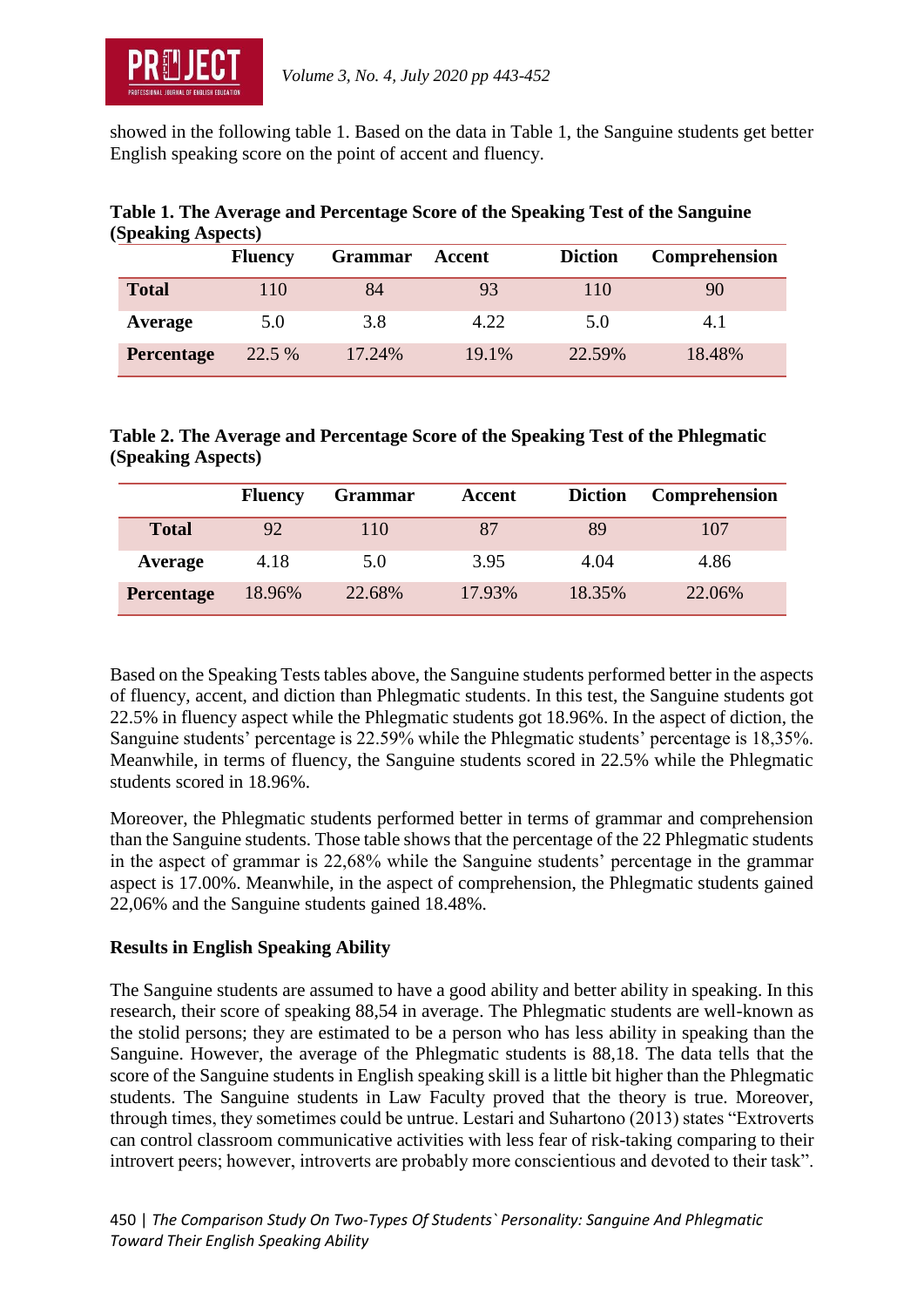showed in the following table 1. Based on the data in Table 1, the Sanguine students get better English speaking score on the point of accent and fluency.

**Table 1. The Average and Percentage Score of the Speaking Test of the Sanguine (Speaking Aspects)**

| | Fluency | Grammar | Accent | Diction | Comprehension |
|---|---|---|---|---|---|
| **Total** | 110 | 84 | 93 | 110 | 90 |
| **Average** | 5.0 | 3.8 | 4.22 | 5.0 | 4.1 |
| **Percentage** | 22.5 % | 17.24% | 19.1% | 22.59% | 18.48% |

**Table 2. The Average and Percentage Score of the Speaking Test of the Phlegmatic (Speaking Aspects)**

| | Fluency | Grammar | Accent | Diction | Comprehension |
|---|---|---|---|---|---|
| **Total** | 92 | 110 | 87 | 89 | 107 |
| **Average** | 4.18 | 5.0 | 3.95 | 4.04 | 4.86 |
| **Percentage** | 18.96% | 22.68% | 17.93% | 18.35% | 22.06% |

Based on the Speaking Tests tables above, the Sanguine students performed better in the aspects of fluency, accent, and diction than Phlegmatic students. In this test, the Sanguine students got 22.5% in fluency aspect while the Phlegmatic students got 18.96%. In the aspect of diction, the Sanguine students' percentage is 22.59% while the Phlegmatic students' percentage is 18,35%. Meanwhile, in terms of fluency, the Sanguine students scored in 22.5% while the Phlegmatic students scored in 18.96%.

Moreover, the Phlegmatic students performed better in terms of grammar and comprehension than the Sanguine students. Those table shows that the percentage of the 22 Phlegmatic students in the aspect of grammar is 22,68% while the Sanguine students' percentage in the grammar aspect is 17.00%. Meanwhile, in the aspect of comprehension, the Phlegmatic students gained 22,06% and the Sanguine students gained 18.48%.

**Results in English Speaking Ability**

The Sanguine students are assumed to have a good ability and better ability in speaking. In this research, their score of speaking 88,54 in average. The Phlegmatic students are well-known as the stolid persons; they are estimated to be a person who has less ability in speaking than the Sanguine. However, the average of the Phlegmatic students is 88,18. The data tells that the score of the Sanguine students in English speaking skill is a little bit higher than the Phlegmatic students. The Sanguine students in Law Faculty proved that the theory is true. Moreover, through times, they sometimes could be untrue. Lestari and Suhartono (2013) states "Extroverts can control classroom communicative activities with less fear of risk-taking comparing to their introvert peers; however, introverts are probably more conscientious and devoted to their task".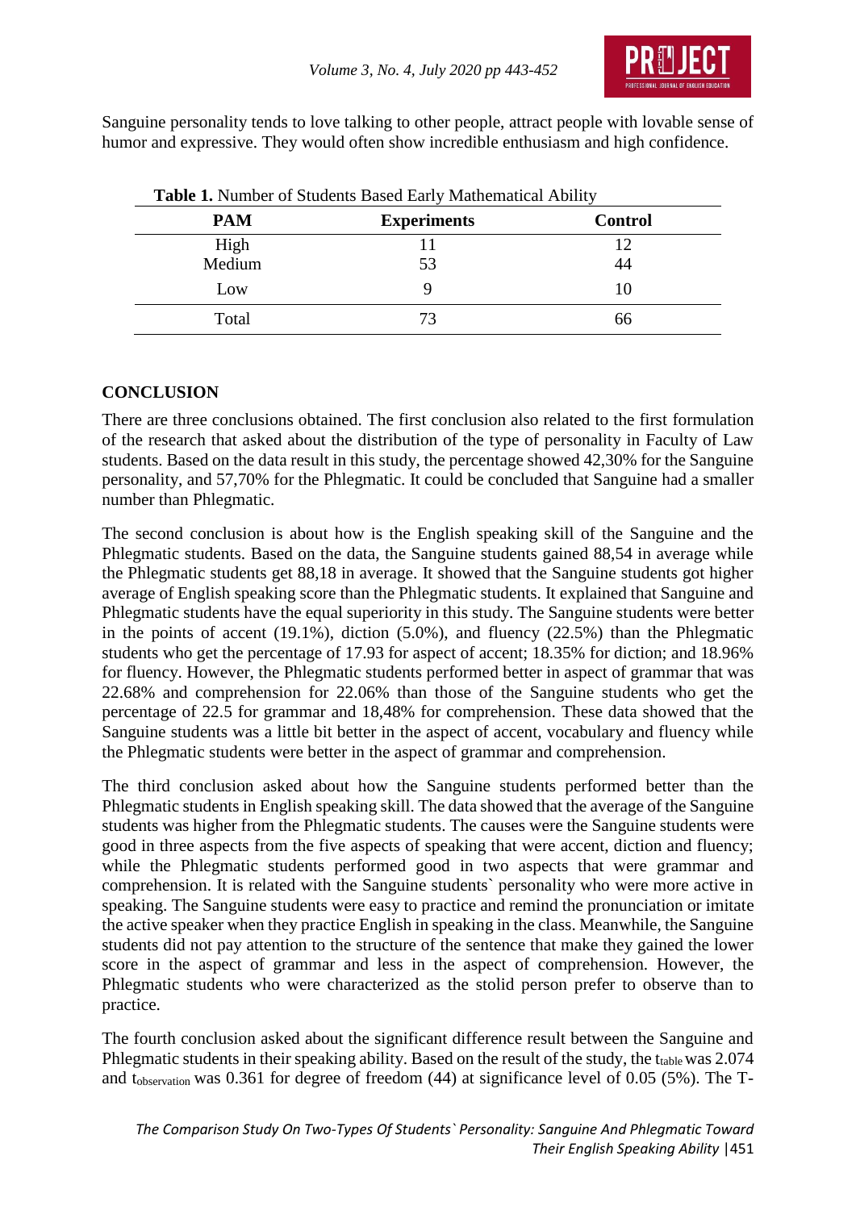Sanguine personality tends to love talking to other people, attract people with lovable sense of humor and expressive. They would often show incredible enthusiasm and high confidence.

**Table 1.** Number of Students Based Early Mathematical Ability

| PAM | Experiments | Control |
|---|---|---|
| High | 11 | 12 |
| Medium | 53 | 44 |
| Low | 9 | 10 |
| Total | 73 | 66 |

## CONCLUSION

There are three conclusions obtained. The first conclusion also related to the first formulation of the research that asked about the distribution of the type of personality in Faculty of Law students. Based on the data result in this study, the percentage showed 42,30% for the Sanguine personality, and 57,70% for the Phlegmatic. It could be concluded that Sanguine had a smaller number than Phlegmatic.

The second conclusion is about how is the English speaking skill of the Sanguine and the Phlegmatic students. Based on the data, the Sanguine students gained 88,54 in average while the Phlegmatic students get 88,18 in average. It showed that the Sanguine students got higher average of English speaking score than the Phlegmatic students. It explained that Sanguine and Phlegmatic students have the equal superiority in this study. The Sanguine students were better in the points of accent (19.1%), diction (5.0%), and fluency (22.5%) than the Phlegmatic students who get the percentage of 17.93 for aspect of accent; 18.35% for diction; and 18.96% for fluency. However, the Phlegmatic students performed better in aspect of grammar that was 22.68% and comprehension for 22.06% than those of the Sanguine students who get the percentage of 22.5 for grammar and 18,48% for comprehension. These data showed that the Sanguine students was a little bit better in the aspect of accent, vocabulary and fluency while the Phlegmatic students were better in the aspect of grammar and comprehension.

The third conclusion asked about how the Sanguine students performed better than the Phlegmatic students in English speaking skill. The data showed that the average of the Sanguine students was higher from the Phlegmatic students. The causes were the Sanguine students were good in three aspects from the five aspects of speaking that were accent, diction and fluency; while the Phlegmatic students performed good in two aspects that were grammar and comprehension. It is related with the Sanguine students` personality who were more active in speaking. The Sanguine students were easy to practice and remind the pronunciation or imitate the active speaker when they practice English in speaking in the class. Meanwhile, the Sanguine students did not pay attention to the structure of the sentence that make they gained the lower score in the aspect of grammar and less in the aspect of comprehension. However, the Phlegmatic students who were characterized as the stolid person prefer to observe than to practice.

The fourth conclusion asked about the significant difference result between the Sanguine and Phlegmatic students in their speaking ability. Based on the result of the study, the $t_{table}$ was 2.074 and $t_{observation}$ was 0.361 for degree of freedom (44) at significance level of 0.05 (5%). The T-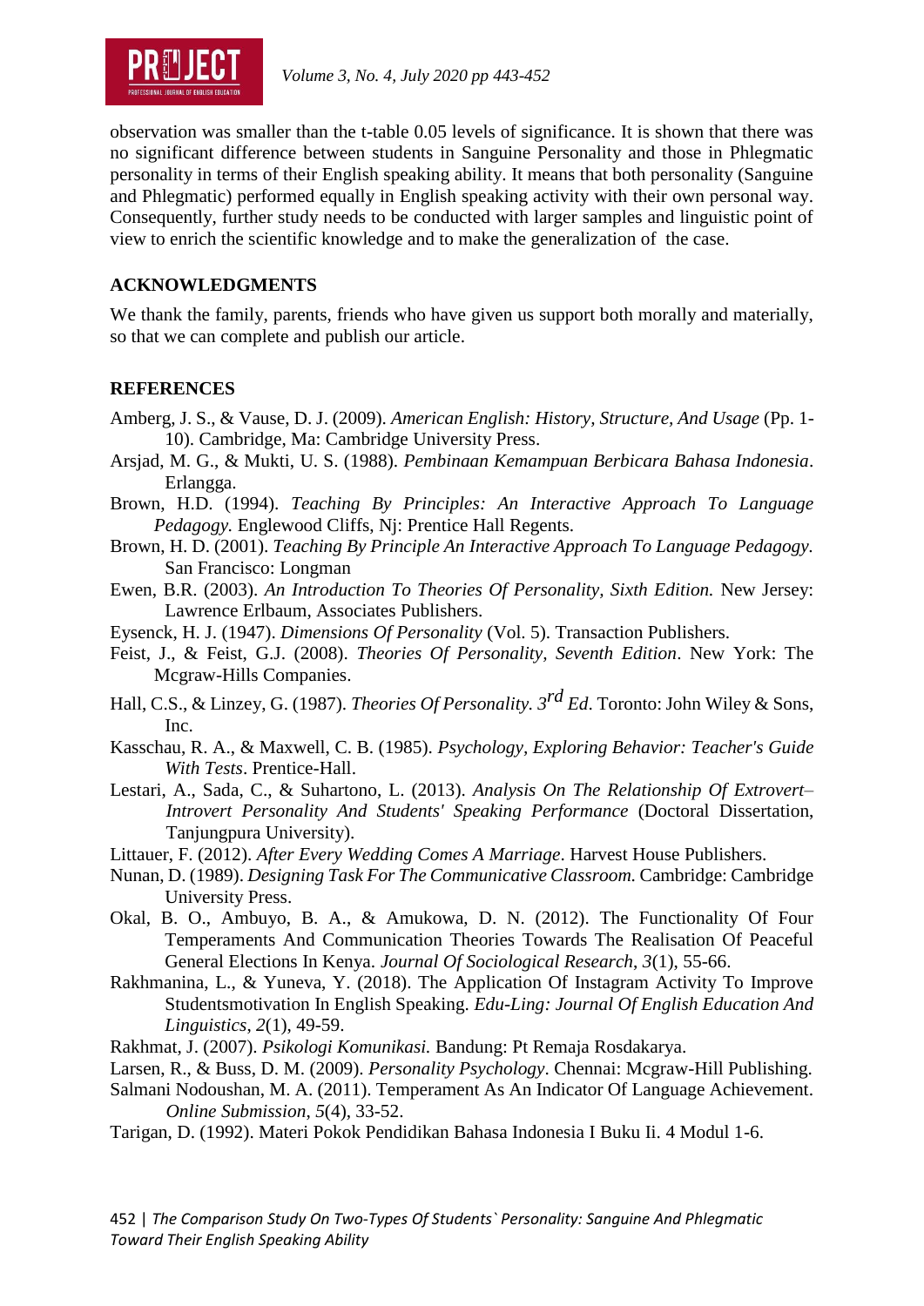observation was smaller than the t-table 0.05 levels of significance. It is shown that there was no significant difference between students in Sanguine Personality and those in Phlegmatic personality in terms of their English speaking ability. It means that both personality (Sanguine and Phlegmatic) performed equally in English speaking activity with their own personal way. Consequently, further study needs to be conducted with larger samples and linguistic point of view to enrich the scientific knowledge and to make the generalization of the case.

## ACKNOWLEDGMENTS

We thank the family, parents, friends who have given us support both morally and materially, so that we can complete and publish our article.

## REFERENCES

Amberg, J. S., & Vause, D. J. (2009). *American English: History, Structure, And Usage* (Pp. 1-10). Cambridge, Ma: Cambridge University Press.

Arsjad, M. G., & Mukti, U. S. (1988). *Pembinaan Kemampuan Berbicara Bahasa Indonesia*. Erlangga.

Brown, H.D. (1994). *Teaching By Principles: An Interactive Approach To Language Pedagogy.* Englewood Cliffs, Nj: Prentice Hall Regents.

Brown, H. D. (2001). *Teaching By Principle An Interactive Approach To Language Pedagogy.* San Francisco: Longman

Ewen, B.R. (2003). *An Introduction To Theories Of Personality, Sixth Edition.* New Jersey: Lawrence Erlbaum, Associates Publishers.

Eysenck, H. J. (1947). *Dimensions Of Personality* (Vol. 5). Transaction Publishers.

Feist, J., & Feist, G.J. (2008). *Theories Of Personality, Seventh Edition*. New York: The Mcgraw-Hills Companies.

Hall, C.S., & Linzey, G. (1987). *Theories Of Personality. 3rd Ed*. Toronto: John Wiley & Sons, Inc.

Kasschau, R. A., & Maxwell, C. B. (1985). *Psychology, Exploring Behavior: Teacher's Guide With Tests*. Prentice-Hall.

Lestari, A., Sada, C., & Suhartono, L. (2013). *Analysis On The Relationship Of Extrovert–Introvert Personality And Students' Speaking Performance* (Doctoral Dissertation, Tanjungpura University).

Littauer, F. (2012). *After Every Wedding Comes A Marriage*. Harvest House Publishers.

Nunan, D. (1989). *Designing Task For The Communicative Classroom.* Cambridge: Cambridge University Press.

Okal, B. O., Ambuyo, B. A., & Amukowa, D. N. (2012). The Functionality Of Four Temperaments And Communication Theories Towards The Realisation Of Peaceful General Elections In Kenya. *Journal Of Sociological Research*, *3*(1), 55-66.

Rakhmanina, L., & Yuneva, Y. (2018). The Application Of Instagram Activity To Improve Studentsmotivation In English Speaking. *Edu-Ling: Journal Of English Education And Linguistics*, *2*(1), 49-59.

Rakhmat, J. (2007). *Psikologi Komunikasi.* Bandung: Pt Remaja Rosdakarya.

Larsen, R., & Buss, D. M. (2009). *Personality Psychology*. Chennai: Mcgraw-Hill Publishing.

Salmani Nodoushan, M. A. (2011). Temperament As An Indicator Of Language Achievement. *Online Submission*, *5*(4), 33-52.

Tarigan, D. (1992). Materi Pokok Pendidikan Bahasa Indonesia I Buku Ii. 4 Modul 1-6.